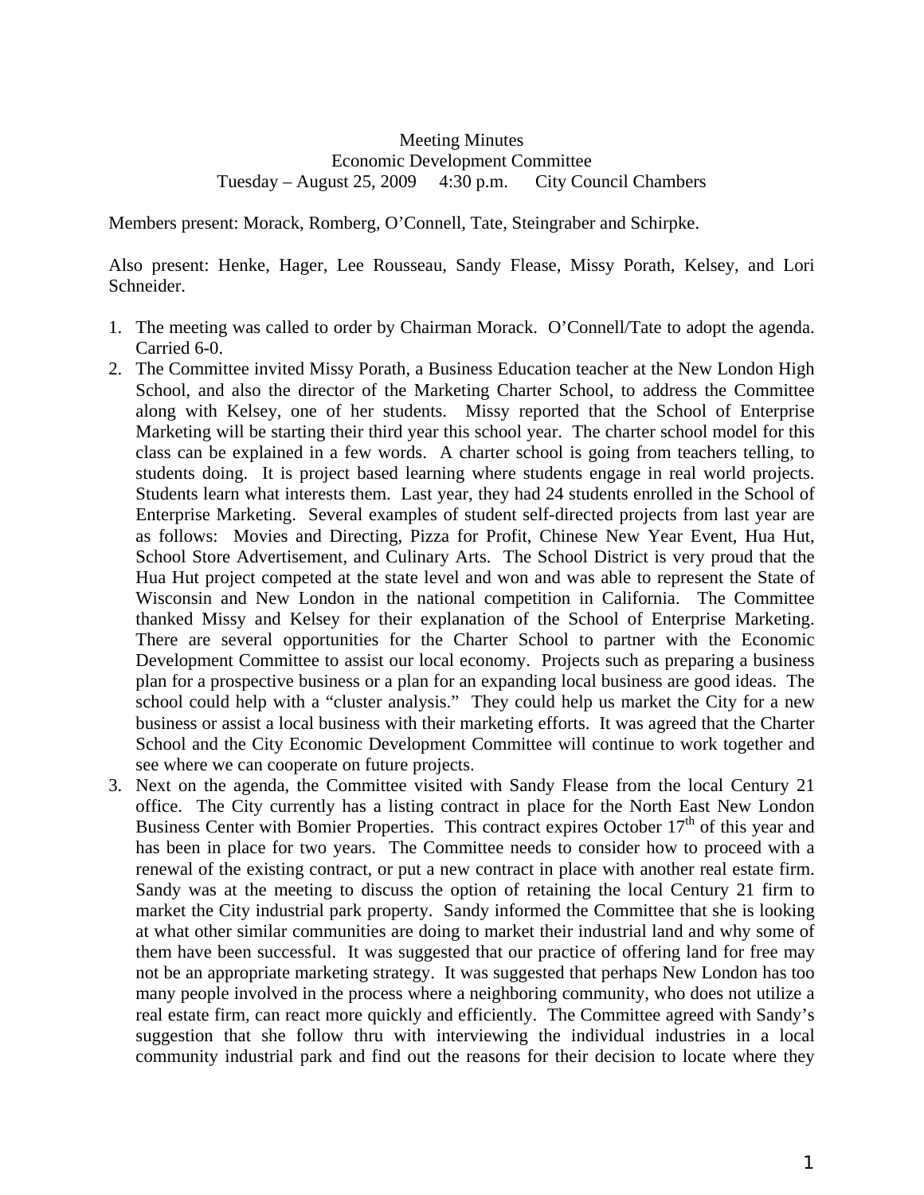Meeting Minutes
Economic Development Committee
Tuesday – August 25, 2009 4:30 p.m. City Council Chambers

Members present: Morack, Romberg, O'Connell, Tate, Steingraber and Schirpke.

Also present: Henke, Hager, Lee Rousseau, Sandy Flease, Missy Porath, Kelsey, and Lori Schneider.

1. The meeting was called to order by Chairman Morack. O'Connell/Tate to adopt the agenda. Carried 6-0.
2. The Committee invited Missy Porath, a Business Education teacher at the New London High School, and also the director of the Marketing Charter School, to address the Committee along with Kelsey, one of her students. Missy reported that the School of Enterprise Marketing will be starting their third year this school year. The charter school model for this class can be explained in a few words. A charter schools is going from teachers telling, to students doing. It is project based learning where students engage in real world projects. Students learn what interests them. Last year, they had 24 students enrolled in the School of Enterprise Marketing. Several examples of student self-directed projects from last year are as follows: Movies and Directing, Pizza for Profit, Chinese New Year Event, Hua Hut, School Store Advertisement, and Culinary Arts. The School District is very proud that the Hua Hut project competed at the state level and won and was able to represent the State of Wisconsin and New London in the national competition in California. The Committee thanked Missy and Kelsey for their explanation of the School of Enterprise Marketing. There are several opportunities for the Charter School to partner with the Economic Development Committee to assist our local economy. Projects such as preparing a business plan for a prospective business or a plan for an expanding local business are good ideas. The school could help with a "cluster analysis." They could help us market the City for a new business or assist a local business with their marketing efforts. It was agreed that the Charter School and the City Economic Development Committee will continue to work together and see where we can cooperate on future projects.
3. Next on the agenda, the Committee visited with Sandy Flease from the local Century 21 office. The City currently has a listing contract in place for the North East New London Business Center with Bomier Properties. This contract expires October 17th of this year and has been in place for two years. The Committee needs to consider how to proceed with a renewal of the existing contract, or put a new contract in place with another real estate firm. Sandy was at the meeting to discuss the option of retaining the local Century 21 firm to market the City industrial park property. Sandy informed the Committee that she is looking at what other similar communities are doing to market their industrial land and why some of them have been successful. It was suggested that our practice of offering land for free may not be an appropriate marketing strategy. It was suggested that perhaps New London has too many people involved in the process where a neighboring community, who does not utilize a real estate firm, can react more quickly and efficiently. The Committee agreed with Sandy's suggestion that she follow thru with interviewing the individual industries in a local community industrial park and find out the reasons for their decision to locate where they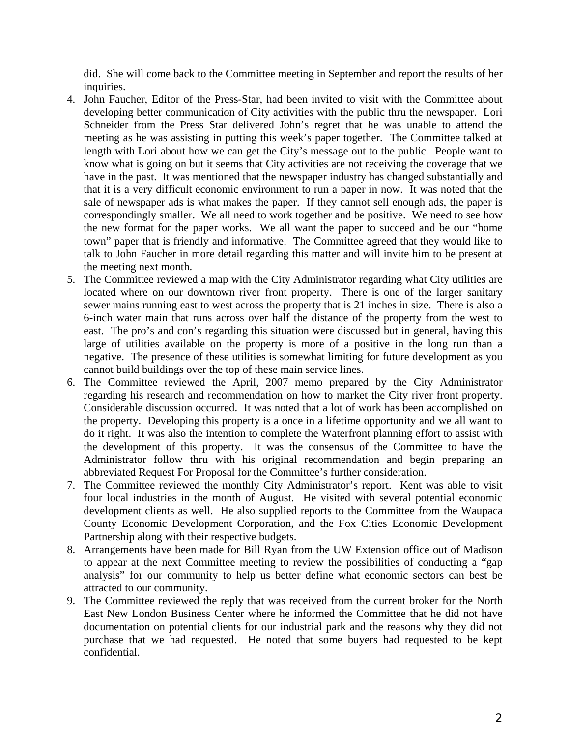did. She will come back to the Committee meeting in September and report the results of her inquiries.

4. John Faucher, Editor of the Press-Star, had been invited to visit with the Committee about developing better communication of City activities with the public thru the newspaper. Lori Schneider from the Press Star delivered John's regret that he was unable to attend the meeting as he was assisting in putting this week's paper together. The Committee talked at length with Lori about how we can get the City's message out to the public. People want to know what is going on but it seems that City activities are not receiving the coverage that we have in the past. It was mentioned that the newspaper industry has changed substantially and that it is a very difficult economic environment to run a paper in now. It was noted that the sale of newspaper ads is what makes the paper. If they cannot sell enough ads, the paper is correspondingly smaller. We all need to work together and be positive. We need to see how the new format for the paper works. We all want the paper to succeed and be our "home town" paper that is friendly and informative. The Committee agreed that they would like to talk to John Faucher in more detail regarding this matter and will invite him to be present at the meeting next month.
5. The Committee reviewed a map with the City Administrator regarding what City utilities are located where on our downtown river front property. There is one of the larger sanitary sewer mains running east to west across the property that is 21 inches in size. There is also a 6-inch water main that runs across over half the distance of the property from the west to east. The pro's and con's regarding this situation were discussed but in general, having this large of utilities available on the property is more of a positive in the long run than a negative. The presence of these utilities is somewhat limiting for future development as you cannot build buildings over the top of these main service lines.
6. The Committee reviewed the April, 2007 memo prepared by the City Administrator regarding his research and recommendation on how to market the City river front property. Considerable discussion occurred. It was noted that a lot of work has been accomplished on the property. Developing this property is a once in a lifetime opportunity and we all want to do it right. It was also the intention to complete the Waterfront planning effort to assist with the development of this property. It was the consensus of the Committee to have the Administrator follow thru with his original recommendation and begin preparing an abbreviated Request For Proposal for the Committee's further consideration.
7. The Committee reviewed the monthly City Administrator's report. Kent was able to visit four local industries in the month of August. He visited with several potential economic development clients as well. He also supplied reports to the Committee from the Waupaca County Economic Development Corporation, and the Fox Cities Economic Development Partnership along with their respective budgets.
8. Arrangements have been made for Bill Ryan from the UW Extension office out of Madison to appear at the next Committee meeting to review the possibilities of conducting a "gap analysis" for our community to help us better define what economic sectors can best be attracted to our community.
9. The Committee reviewed the reply that was received from the current broker for the North East New London Business Center where he informed the Committee that he did not have documentation on potential clients for our industrial park and the reasons why they did not purchase that we had requested. He noted that some buyers had requested to be kept confidential.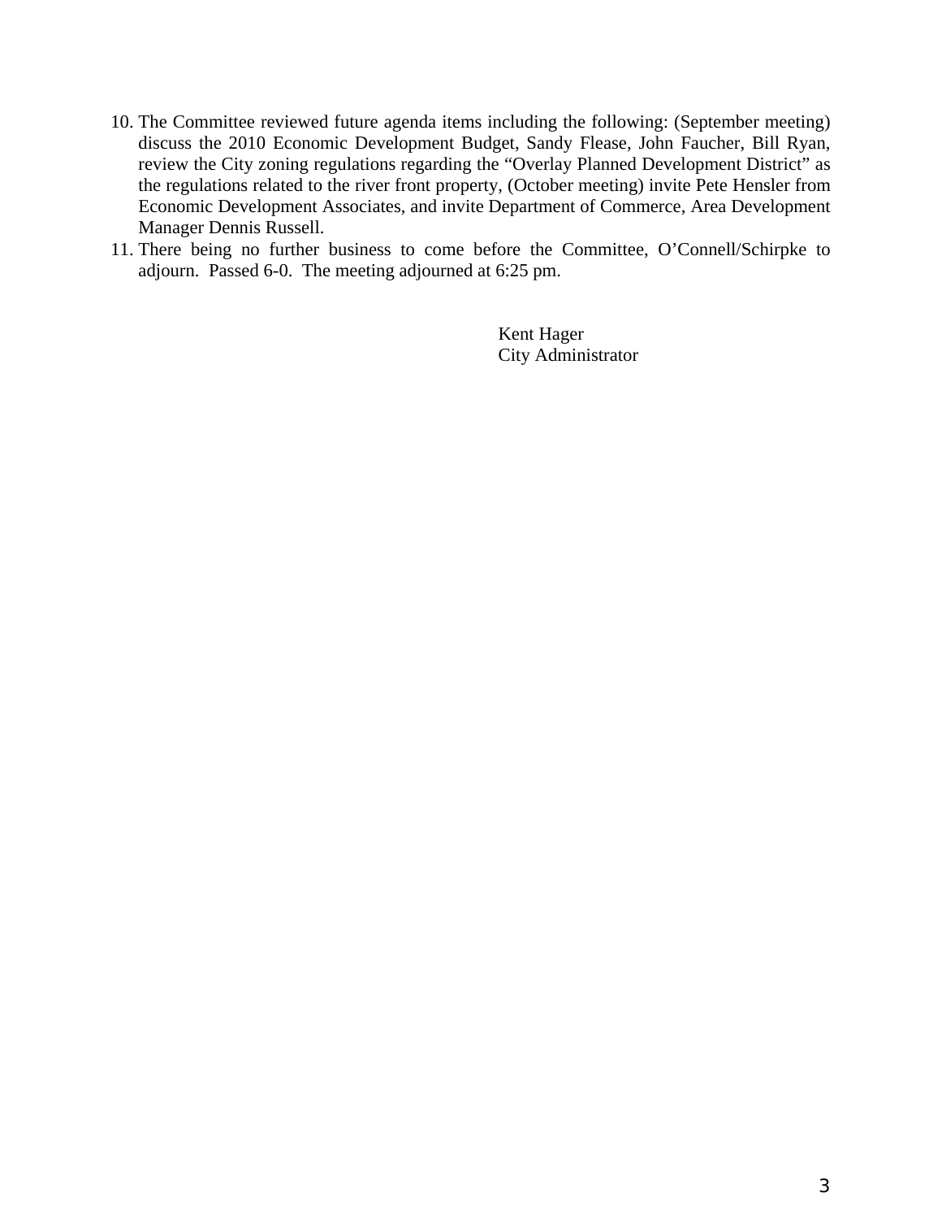10. The Committee reviewed future agenda items including the following: (September meeting) discuss the 2010 Economic Development Budget, Sandy Flease, John Faucher, Bill Ryan, review the City zoning regulations regarding the “Overlay Planned Development District” as the regulations related to the river front property, (October meeting) invite Pete Hensler from Economic Development Associates, and invite Department of Commerce, Area Development Manager Dennis Russell.
11. There being no further business to come before the Committee, O’Connell/Schirpke to adjourn. Passed 6-0. The meeting adjourned at 6:25 pm.

Kent Hager
City Administrator